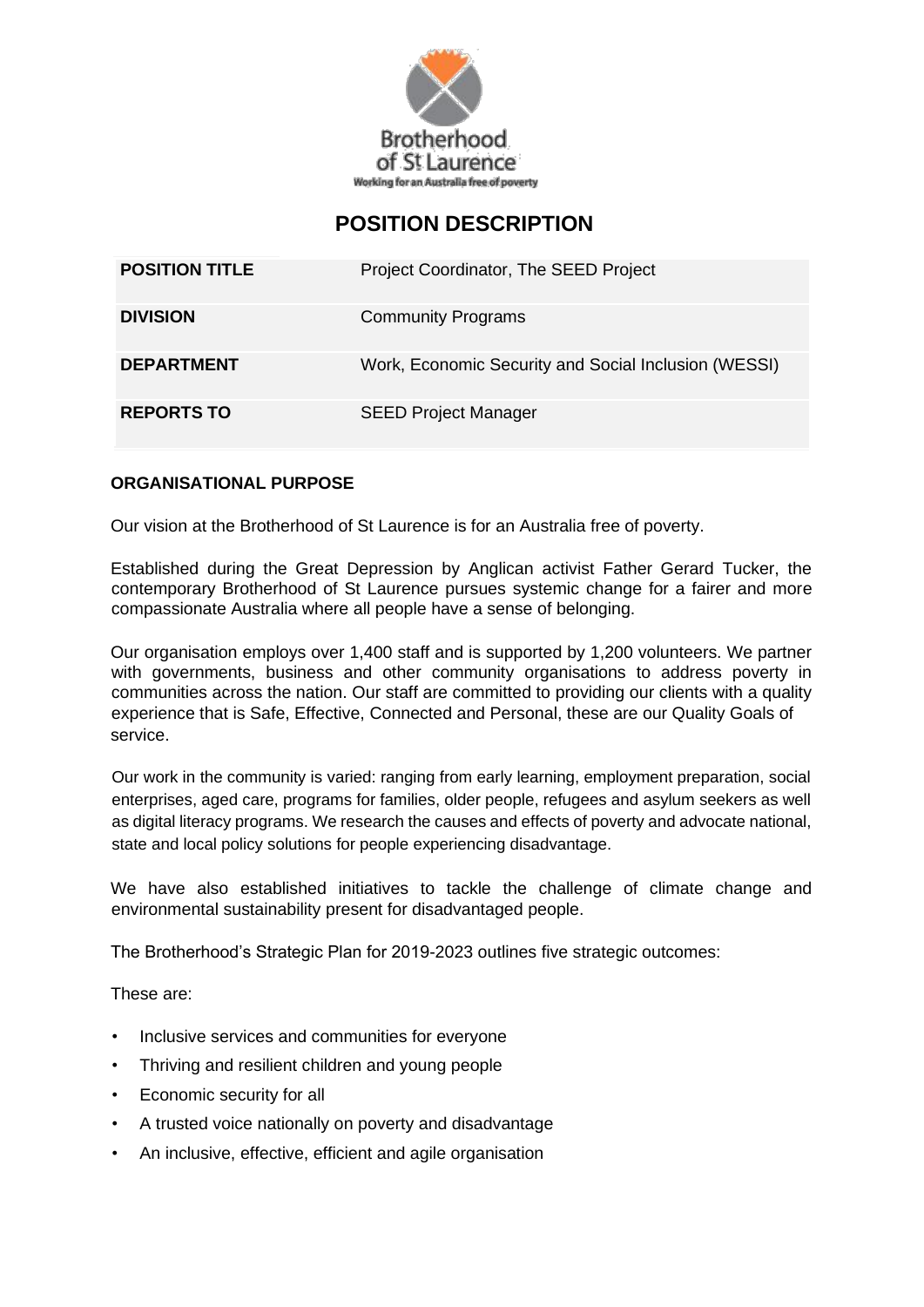Brotherhood of St Laurence
Working for an Australia free of poverty

# POSITION DESCRIPTION

| POSITION TITLE | Project Coordinator, The SEED Project |
| --- | --- |
| DIVISION | Community Programs |
| DEPARTMENT | Work, Economic Security and Social Inclusion (WESSI) |
| REPORTS TO | SEED Project Manager |

## ORGANISATIONAL PURPOSE

Our vision at the Brotherhood of St Laurence is for an Australia free of poverty.

Established during the Great Depression by Anglican activist Father Gerard Tucker, the contemporary Brotherhood of St Laurence pursues systemic change for a fairer and more compassionate Australia where all people have a sense of belonging.

Our organisation employs over 1,400 staff and is supported by 1,200 volunteers. We partner with governments, business and other community organisations to address poverty in communities across the nation. Our staff are committed to providing our clients with a quality experience that is Safe, Effective, Connected and Personal, these are our Quality Goals of service.

Our work in the community is varied: ranging from early learning, employment preparation, social enterprises, aged care, programs for families, older people, refugees and asylum seekers as well as digital literacy programs. We research the causes and effects of poverty and advocate national, state and local policy solutions for people experiencing disadvantage.

We have also established initiatives to tackle the challenge of climate change and environmental sustainability present for disadvantaged people.

The Brotherhood's Strategic Plan for 2019-2023 outlines five strategic outcomes:

These are:

- Inclusive services and communities for everyone
- Thriving and resilient children and young people
- Economic security for all
- A trusted voice nationally on poverty and disadvantage
- An inclusive, effective, efficient and agile organisation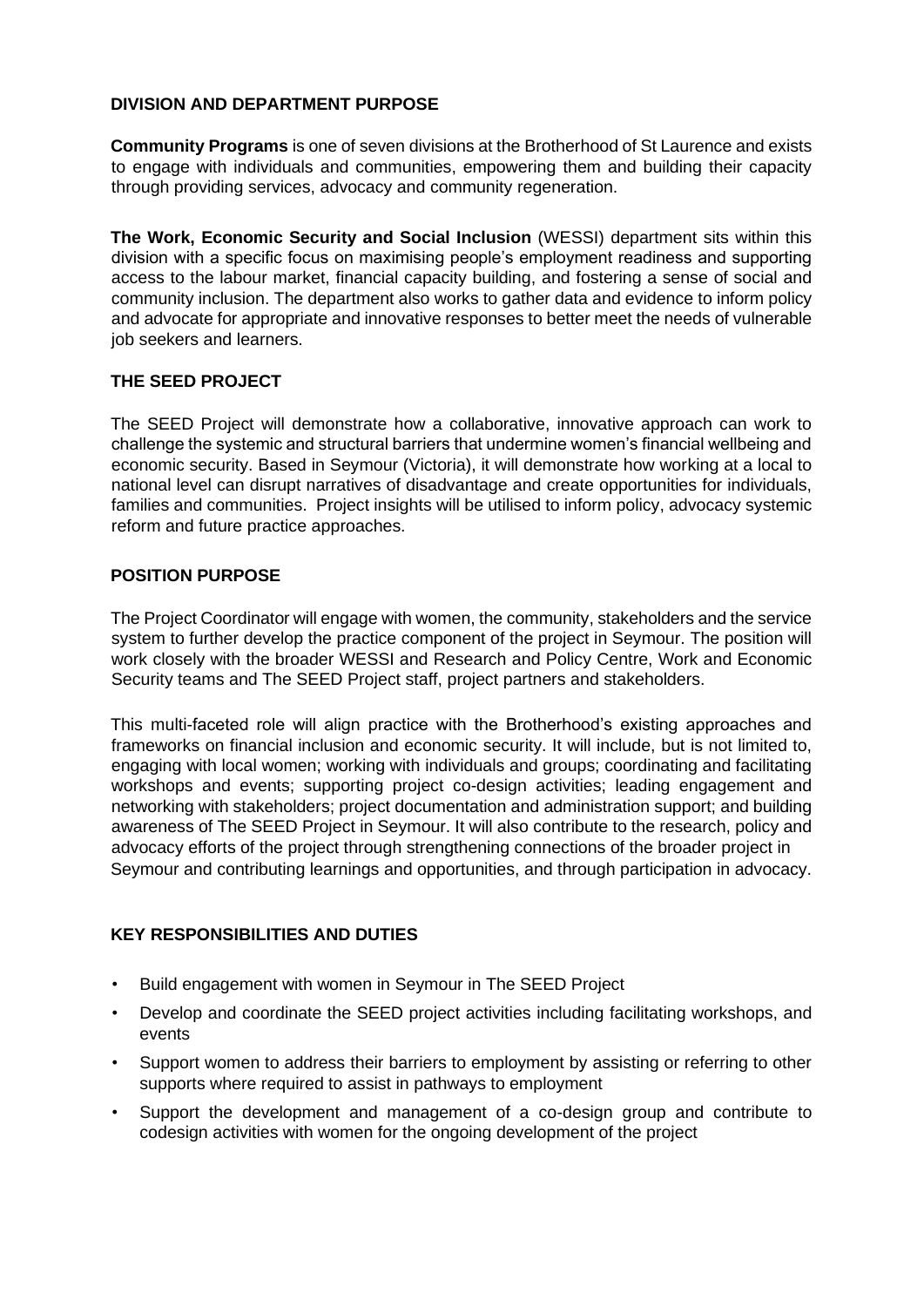## DIVISION AND DEPARTMENT PURPOSE

**Community Programs** is one of seven divisions at the Brotherhood of St Laurence and exists to engage with individuals and communities, empowering them and building their capacity through providing services, advocacy and community regeneration.

**The Work, Economic Security and Social Inclusion** (WESSI) department sits within this division with a specific focus on maximising people's employment readiness and supporting access to the labour market, financial capacity building, and fostering a sense of social and community inclusion. The department also works to gather data and evidence to inform policy and advocate for appropriate and innovative responses to better meet the needs of vulnerable job seekers and learners.

## THE SEED PROJECT

The SEED Project will demonstrate how a collaborative, innovative approach can work to challenge the systemic and structural barriers that undermine women's financial wellbeing and economic security. Based in Seymour (Victoria), it will demonstrate how working at a local to national level can disrupt narratives of disadvantage and create opportunities for individuals, families and communities. Project insights will be utilised to inform policy, advocacy systemic reform and future practice approaches.

## POSITION PURPOSE

The Project Coordinator will engage with women, the community, stakeholders and the service system to further develop the practice component of the project in Seymour. The position will work closely with the broader WESSI and Research and Policy Centre, Work and Economic Security teams and The SEED Project staff, project partners and stakeholders.

This multi-faceted role will align practice with the Brotherhood's existing approaches and frameworks on financial inclusion and economic security. It will include, but is not limited to, engaging with local women; working with individuals and groups; coordinating and facilitating workshops and events; supporting project co-design activities; leading engagement and networking with stakeholders; project documentation and administration support; and building awareness of The SEED Project in Seymour. It will also contribute to the research, policy and advocacy efforts of the project through strengthening connections of the broader project in Seymour and contributing learnings and opportunities, and through participation in advocacy.

## KEY RESPONSIBILITIES AND DUTIES

- Build engagement with women in Seymour in The SEED Project
- Develop and coordinate the SEED project activities including facilitating workshops, and events
- Support women to address their barriers to employment by assisting or referring to other supports where required to assist in pathways to employment
- Support the development and management of a co-design group and contribute to codesign activities with women for the ongoing development of the project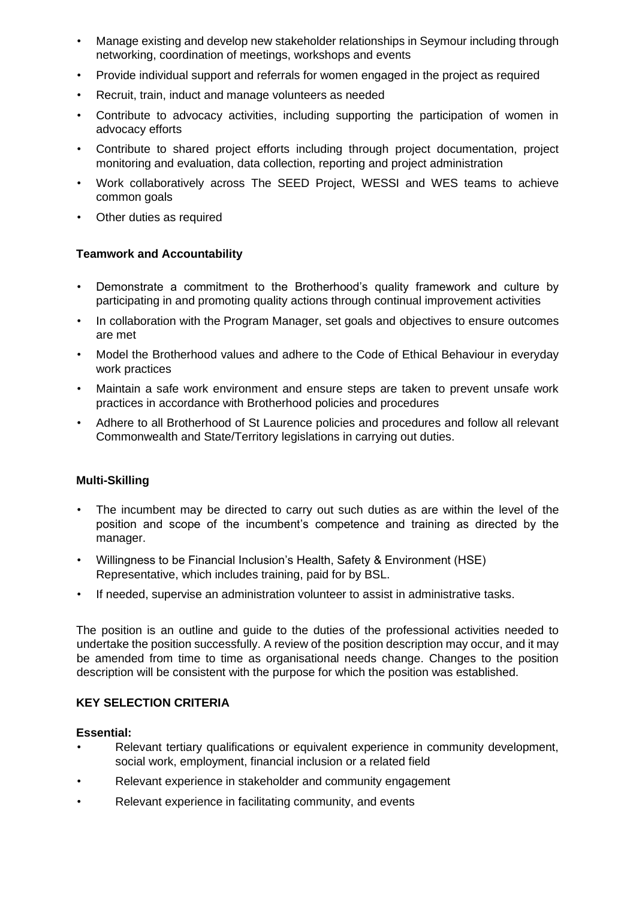- Manage existing and develop new stakeholder relationships in Seymour including through networking, coordination of meetings, workshops and events
- Provide individual support and referrals for women engaged in the project as required
- Recruit, train, induct and manage volunteers as needed
- Contribute to advocacy activities, including supporting the participation of women in advocacy efforts
- Contribute to shared project efforts including through project documentation, project monitoring and evaluation, data collection, reporting and project administration
- Work collaboratively across The SEED Project, WESSI and WES teams to achieve common goals
- Other duties as required

**Teamwork and Accountability**

- Demonstrate a commitment to the Brotherhood's quality framework and culture by participating in and promoting quality actions through continual improvement activities
- In collaboration with the Program Manager, set goals and objectives to ensure outcomes are met
- Model the Brotherhood values and adhere to the Code of Ethical Behaviour in everyday work practices
- Maintain a safe work environment and ensure steps are taken to prevent unsafe work practices in accordance with Brotherhood policies and procedures
- Adhere to all Brotherhood of St Laurence policies and procedures and follow all relevant Commonwealth and State/Territory legislations in carrying out duties.

**Multi-Skilling**

- The incumbent may be directed to carry out such duties as are within the level of the position and scope of the incumbent's competence and training as directed by the manager.
- Willingness to be Financial Inclusion's Health, Safety & Environment (HSE) Representative, which includes training, paid for by BSL.
- If needed, supervise an administration volunteer to assist in administrative tasks.

The position is an outline and guide to the duties of the professional activities needed to undertake the position successfully. A review of the position description may occur, and it may be amended from time to time as organisational needs change. Changes to the position description will be consistent with the purpose for which the position was established.

**KEY SELECTION CRITERIA**

**Essential:**

- Relevant tertiary qualifications or equivalent experience in community development, social work, employment, financial inclusion or a related field
- Relevant experience in stakeholder and community engagement
- Relevant experience in facilitating community, and events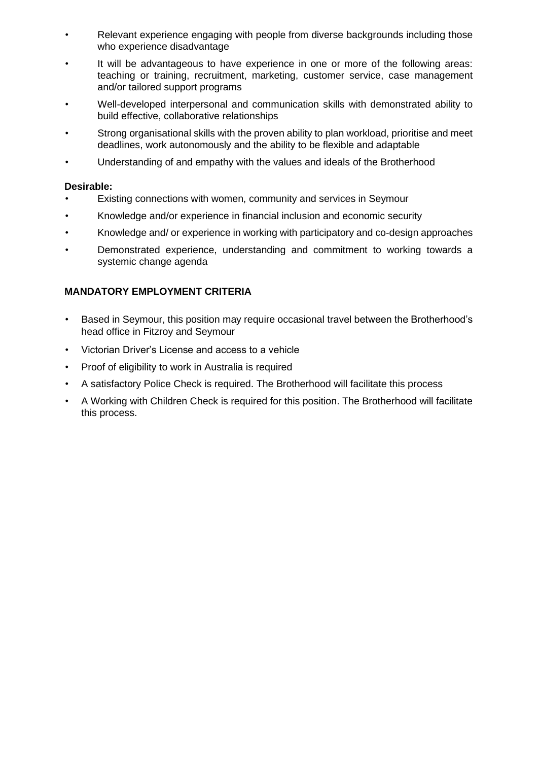- Relevant experience engaging with people from diverse backgrounds including those who experience disadvantage
- It will be advantageous to have experience in one or more of the following areas: teaching or training, recruitment, marketing, customer service, case management and/or tailored support programs
- Well-developed interpersonal and communication skills with demonstrated ability to build effective, collaborative relationships
- Strong organisational skills with the proven ability to plan workload, prioritise and meet deadlines, work autonomously and the ability to be flexible and adaptable
- Understanding of and empathy with the values and ideals of the Brotherhood

**Desirable:**

- Existing connections with women, community and services in Seymour
- Knowledge and/or experience in financial inclusion and economic security
- Knowledge and/ or experience in working with participatory and co-design approaches
- Demonstrated experience, understanding and commitment to working towards a systemic change agenda

**MANDATORY EMPLOYMENT CRITERIA**

- Based in Seymour, this position may require occasional travel between the Brotherhood's head office in Fitzroy and Seymour
- Victorian Driver's License and access to a vehicle
- Proof of eligibility to work in Australia is required
- A satisfactory Police Check is required. The Brotherhood will facilitate this process
- A Working with Children Check is required for this position. The Brotherhood will facilitate this process.